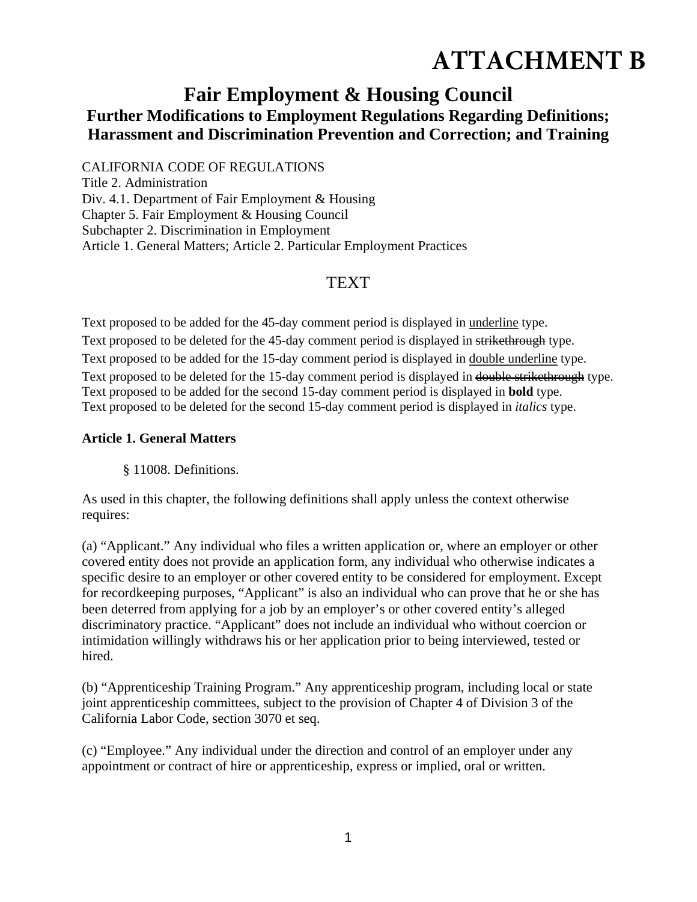# ATTACHMENT B

## Fair Employment & Housing Council

### Further Modifications to Employment Regulations Regarding Definitions; Harassment and Discrimination Prevention and Correction; and Training

CALIFORNIA CODE OF REGULATIONS
Title 2. Administration
Div. 4.1. Department of Fair Employment & Housing
Chapter 5. Fair Employment & Housing Council
Subchapter 2. Discrimination in Employment
Article 1. General Matters; Article 2. Particular Employment Practices

TEXT

Text proposed to be added for the 45-day comment period is displayed in <u>underline</u> type.
Text proposed to be deleted for the 45-day comment period is displayed in ~~strikethrough~~ type.
Text proposed to be added for the 15-day comment period is displayed in <u><u>double underline</u></u> type.
Text proposed to be deleted for the 15-day comment period is displayed in ~~double strikethrough~~ type.
Text proposed to be added for the second 15-day comment period is displayed in **bold** type.
Text proposed to be deleted for the second 15-day comment period is displayed in *italics* type.

**Article 1. General Matters**

§ 11008. Definitions.

As used in this chapter, the following definitions shall apply unless the context otherwise requires:

(a) "Applicant." Any individual who files a written application or, where an employer or other covered entity does not provide an application form, any individual who otherwise indicates a specific desire to an employer or other covered entity to be considered for employment. Except for recordkeeping purposes, "Applicant" is also an individual who can prove that he or she has been deterred from applying for a job by an employer's or other covered entity's alleged discriminatory practice. "Applicant" does not include an individual who without coercion or intimidation willingly withdraws his or her application prior to being interviewed, tested or hired.

(b) "Apprenticeship Training Program." Any apprenticeship program, including local or state joint apprenticeship committees, subject to the provision of Chapter 4 of Division 3 of the California Labor Code, section 3070 et seq.

(c) "Employee." Any individual under the direction and control of an employer under any appointment or contract of hire or apprenticeship, express or implied, oral or written.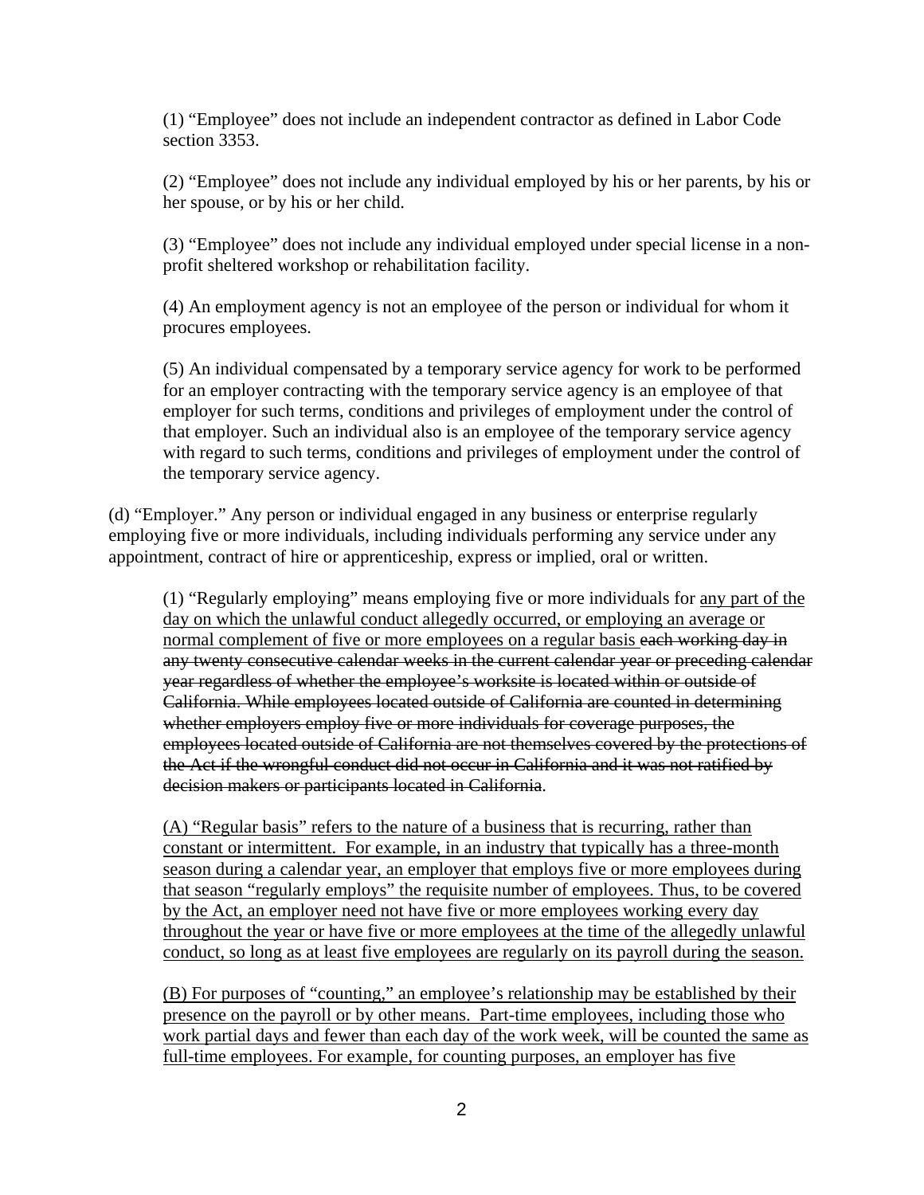(1) "Employee" does not include an independent contractor as defined in Labor Code section 3353.

(2) "Employee" does not include any individual employed by his or her parents, by his or her spouse, or by his or her child.

(3) "Employee" does not include any individual employed under special license in a non-profit sheltered workshop or rehabilitation facility.

(4) An employment agency is not an employee of the person or individual for whom it procures employees.

(5) An individual compensated by a temporary service agency for work to be performed for an employer contracting with the temporary service agency is an employee of that employer for such terms, conditions and privileges of employment under the control of that employer. Such an individual also is an employee of the temporary service agency with regard to such terms, conditions and privileges of employment under the control of the temporary service agency.

(d) "Employer." Any person or individual engaged in any business or enterprise regularly employing five or more individuals, including individuals performing any service under any appointment, contract of hire or apprenticeship, express or implied, oral or written.

(1) "Regularly employing" means employing five or more individuals for <u>any part of the day on which the unlawful conduct allegedly occurred, or employing an average or normal complement of five or more employees on a regular basis</u> ~~each working day in any twenty consecutive calendar weeks in the current calendar year or preceding calendar year regardless of whether the employee's worksite is located within or outside of California. While employees located outside of California are counted in determining whether employers employ five or more individuals for coverage purposes, the employees located outside of California are not themselves covered by the protections of the Act if the wrongful conduct did not occur in California and it was not ratified by decision makers or participants located in California~~.

<u>(A) "Regular basis" refers to the nature of a business that is recurring, rather than constant or intermittent. For example, in an industry that typically has a three-month season during a calendar year, an employer that employs five or more employees during that season "regularly employs" the requisite number of employees. Thus, to be covered by the Act, an employer need not have five or more employees working every day throughout the year or have five or more employees at the time of the allegedly unlawful conduct, so long as at least five employees are regularly on its payroll during the season.</u>

<u>(B) For purposes of "counting," an employee's relationship may be established by their presence on the payroll or by other means. Part-time employees, including those who work partial days and fewer than each day of the work week, will be counted the same as full-time employees. For example, for counting purposes, an employer has five</u>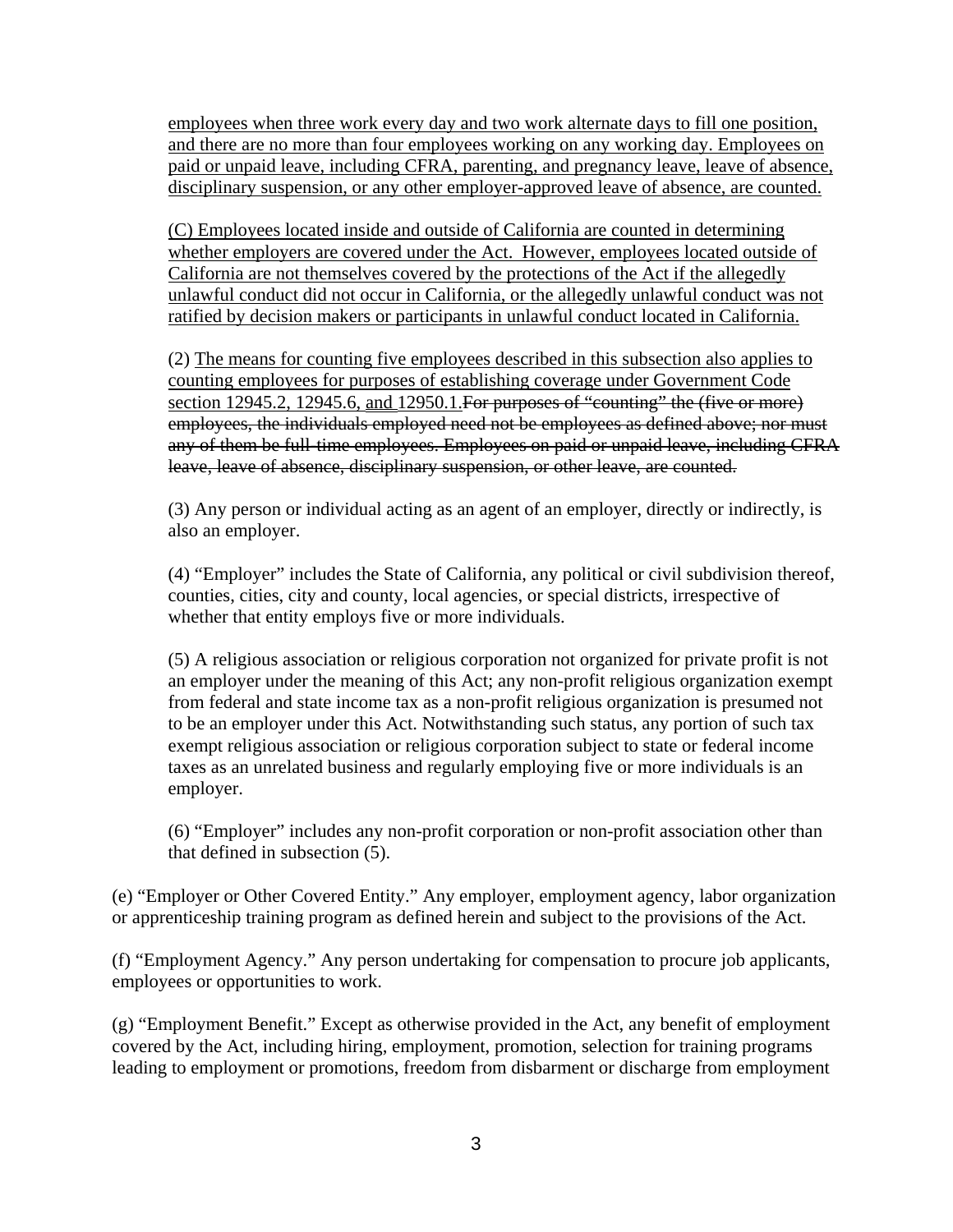<u>employees when three work every day and two work alternate days to fill one position, and there are no more than four employees working on any working day. Employees on paid or unpaid leave, including CFRA, parenting, and pregnancy leave, leave of absence, disciplinary suspension, or any other employer-approved leave of absence, are counted.</u>

<u>(C) Employees located inside and outside of California are counted in determining whether employers are covered under the Act. However, employees located outside of California are not themselves covered by the protections of the Act if the allegedly unlawful conduct did not occur in California, or the allegedly unlawful conduct was not ratified by decision makers or participants in unlawful conduct located in California.</u>

(2) <u>The means for counting five employees described in this subsection also applies to counting employees for purposes of establishing coverage under Government Code section 12945.2, 12945.6, and</u> 12950.1.~~For purposes of "counting" the (five or more) employees, the individuals employed need not be employees as defined above; nor must any of them be full-time employees. Employees on paid or unpaid leave, including CFRA leave, leave of absence, disciplinary suspension, or other leave, are counted.~~

(3) Any person or individual acting as an agent of an employer, directly or indirectly, is also an employer.

(4) "Employer" includes the State of California, any political or civil subdivision thereof, counties, cities, city and county, local agencies, or special districts, irrespective of whether that entity employs five or more individuals.

(5) A religious association or religious corporation not organized for private profit is not an employer under the meaning of this Act; any non-profit religious organization exempt from federal and state income tax as a non-profit religious organization is presumed not to be an employer under this Act. Notwithstanding such status, any portion of such tax exempt religious association or religious corporation subject to state or federal income taxes as an unrelated business and regularly employing five or more individuals is an employer.

(6) "Employer" includes any non-profit corporation or non-profit association other than that defined in subsection (5).

(e) "Employer or Other Covered Entity." Any employer, employment agency, labor organization or apprenticeship training program as defined herein and subject to the provisions of the Act.

(f) "Employment Agency." Any person undertaking for compensation to procure job applicants, employees or opportunities to work.

(g) "Employment Benefit." Except as otherwise provided in the Act, any benefit of employment covered by the Act, including hiring, employment, promotion, selection for training programs leading to employment or promotions, freedom from disbarment or discharge from employment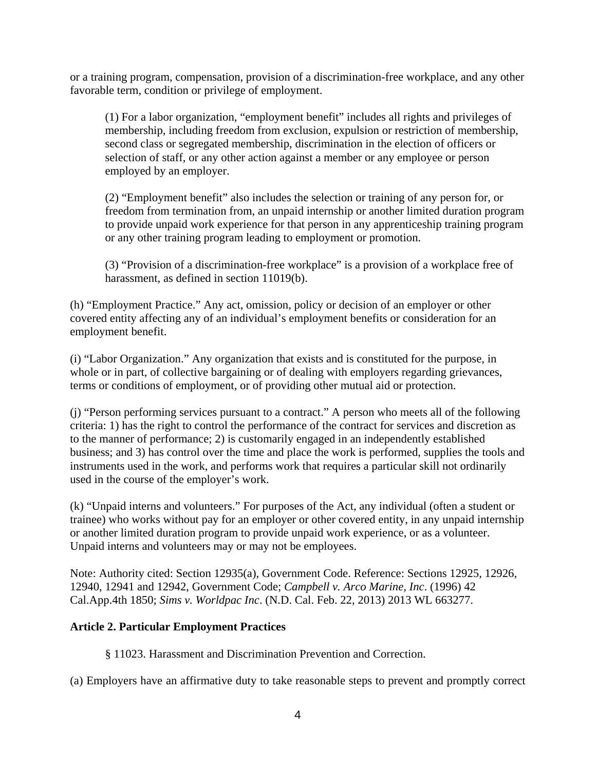or a training program, compensation, provision of a discrimination-free workplace, and any other favorable term, condition or privilege of employment.

> (1) For a labor organization, “employment benefit” includes all rights and privileges of membership, including freedom from exclusion, expulsion or restriction of membership, second class or segregated membership, discrimination in the election of officers or selection of staff, or any other action against a member or any employee or person employed by an employer.
>
> (2) “Employment benefit” also includes the selection or training of any person for, or freedom from termination from, an unpaid internship or another limited duration program to provide unpaid work experience for that person in any apprenticeship training program or any other training program leading to employment or promotion.
>
> (3) “Provision of a discrimination-free workplace” is a provision of a workplace free of harassment, as defined in section 11019(b).

(h) “Employment Practice.” Any act, omission, policy or decision of an employer or other covered entity affecting any of an individual’s employment benefits or consideration for an employment benefit.

(i) “Labor Organization.” Any organization that exists and is constituted for the purpose, in whole or in part, of collective bargaining or of dealing with employers regarding grievances, terms or conditions of employment, or of providing other mutual aid or protection.

(j) “Person performing services pursuant to a contract.” A person who meets all of the following criteria: 1) has the right to control the performance of the contract for services and discretion as to the manner of performance; 2) is customarily engaged in an independently established business; and 3) has control over the time and place the work is performed, supplies the tools and instruments used in the work, and performs work that requires a particular skill not ordinarily used in the course of the employer’s work.

(k) “Unpaid interns and volunteers.” For purposes of the Act, any individual (often a student or trainee) who works without pay for an employer or other covered entity, in any unpaid internship or another limited duration program to provide unpaid work experience, or as a volunteer. Unpaid interns and volunteers may or may not be employees.

Note: Authority cited: Section 12935(a), Government Code. Reference: Sections 12925, 12926, 12940, 12941 and 12942, Government Code; *Campbell v. Arco Marine, Inc.* (1996) 42 Cal.App.4th 1850; *Sims v. Worldpac Inc*. (N.D. Cal. Feb. 22, 2013) 2013 WL 663277.

**Article 2. Particular Employment Practices**

§ 11023. Harassment and Discrimination Prevention and Correction.

(a) Employers have an affirmative duty to take reasonable steps to prevent and promptly correct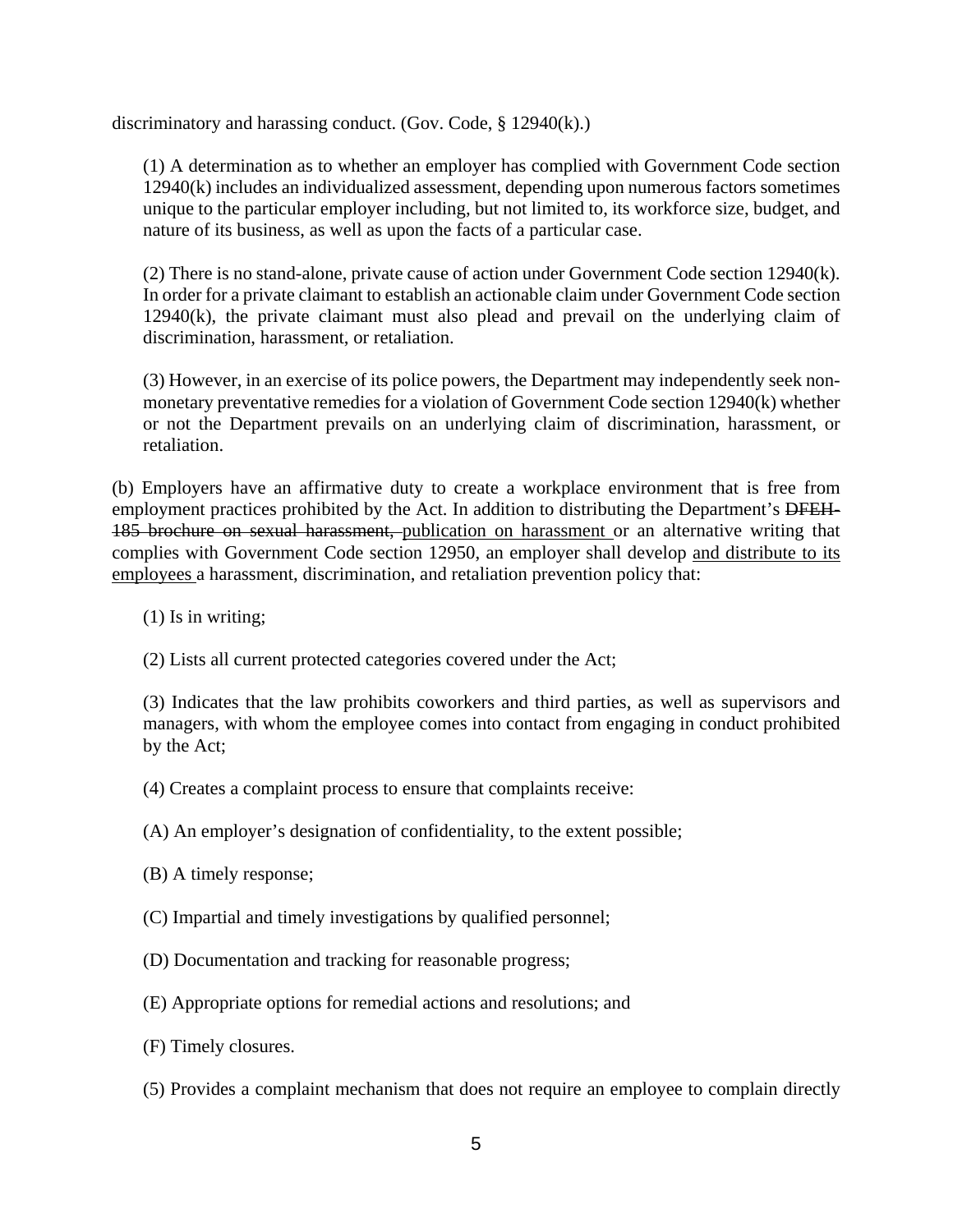discriminatory and harassing conduct. (Gov. Code, § 12940(k).)

(1) A determination as to whether an employer has complied with Government Code section 12940(k) includes an individualized assessment, depending upon numerous factors sometimes unique to the particular employer including, but not limited to, its workforce size, budget, and nature of its business, as well as upon the facts of a particular case.

(2) There is no stand-alone, private cause of action under Government Code section 12940(k). In order for a private claimant to establish an actionable claim under Government Code section 12940(k), the private claimant must also plead and prevail on the underlying claim of discrimination, harassment, or retaliation.

(3) However, in an exercise of its police powers, the Department may independently seek non-monetary preventative remedies for a violation of Government Code section 12940(k) whether or not the Department prevails on an underlying claim of discrimination, harassment, or retaliation.

(b) Employers have an affirmative duty to create a workplace environment that is free from employment practices prohibited by the Act. In addition to distributing the Department's ~~DFEH-185 brochure on sexual harassment,~~ <u>publication on harassment</u> or an alternative writing that complies with Government Code section 12950, an employer shall develop <u>and distribute to its employees</u> a harassment, discrimination, and retaliation prevention policy that:

(1) Is in writing;

(2) Lists all current protected categories covered under the Act;

(3) Indicates that the law prohibits coworkers and third parties, as well as supervisors and managers, with whom the employee comes into contact from engaging in conduct prohibited by the Act;

(4) Creates a complaint process to ensure that complaints receive:

(A) An employer's designation of confidentiality, to the extent possible;

(B) A timely response;

(C) Impartial and timely investigations by qualified personnel;

(D) Documentation and tracking for reasonable progress;

(E) Appropriate options for remedial actions and resolutions; and

(F) Timely closures.

(5) Provides a complaint mechanism that does not require an employee to complain directly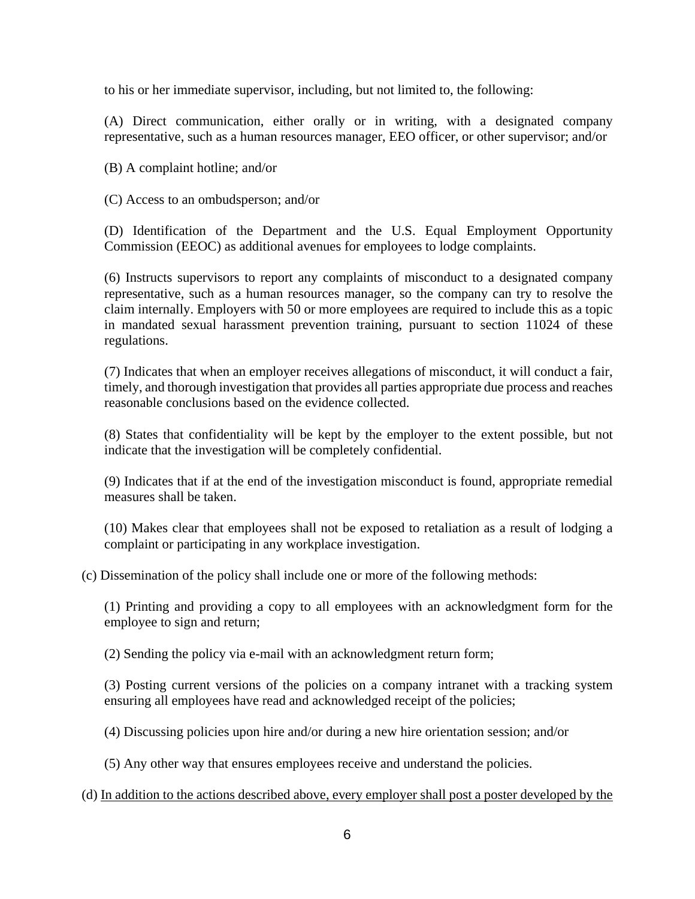to his or her immediate supervisor, including, but not limited to, the following:

(A) Direct communication, either orally or in writing, with a designated company representative, such as a human resources manager, EEO officer, or other supervisor; and/or

(B) A complaint hotline; and/or

(C) Access to an ombudsperson; and/or

(D) Identification of the Department and the U.S. Equal Employment Opportunity Commission (EEOC) as additional avenues for employees to lodge complaints.

(6) Instructs supervisors to report any complaints of misconduct to a designated company representative, such as a human resources manager, so the company can try to resolve the claim internally. Employers with 50 or more employees are required to include this as a topic in mandated sexual harassment prevention training, pursuant to section 11024 of these regulations.

(7) Indicates that when an employer receives allegations of misconduct, it will conduct a fair, timely, and thorough investigation that provides all parties appropriate due process and reaches reasonable conclusions based on the evidence collected.

(8) States that confidentiality will be kept by the employer to the extent possible, but not indicate that the investigation will be completely confidential.

(9) Indicates that if at the end of the investigation misconduct is found, appropriate remedial measures shall be taken.

(10) Makes clear that employees shall not be exposed to retaliation as a result of lodging a complaint or participating in any workplace investigation.

(c) Dissemination of the policy shall include one or more of the following methods:

(1) Printing and providing a copy to all employees with an acknowledgment form for the employee to sign and return;

(2) Sending the policy via e-mail with an acknowledgment return form;

(3) Posting current versions of the policies on a company intranet with a tracking system ensuring all employees have read and acknowledged receipt of the policies;

(4) Discussing policies upon hire and/or during a new hire orientation session; and/or

(5) Any other way that ensures employees receive and understand the policies.

(d) <u>In addition to the actions described above, every employer shall post a poster developed by the</u>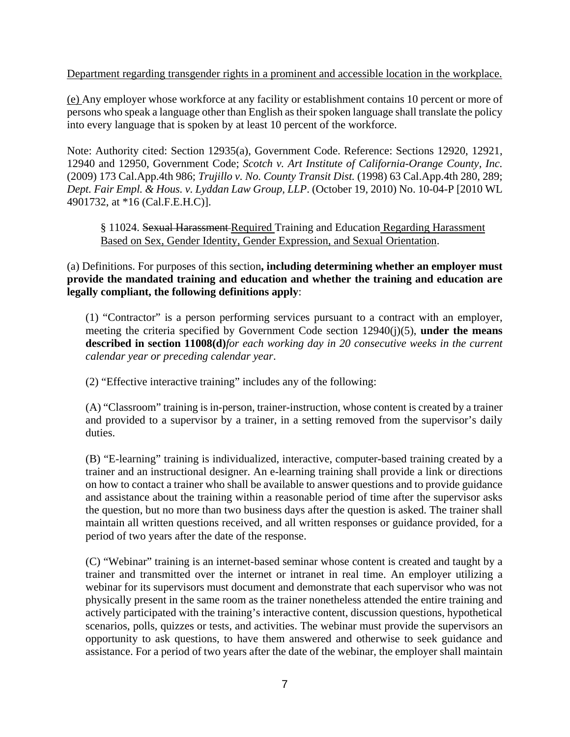Department regarding transgender rights in a prominent and accessible location in the workplace.

(e) Any employer whose workforce at any facility or establishment contains 10 percent or more of persons who speak a language other than English as their spoken language shall translate the policy into every language that is spoken by at least 10 percent of the workforce.

Note: Authority cited: Section 12935(a), Government Code. Reference: Sections 12920, 12921, 12940 and 12950, Government Code; *Scotch v. Art Institute of California-Orange County, Inc.* (2009) 173 Cal.App.4th 986; *Trujillo v. No. County Transit Dist.* (1998) 63 Cal.App.4th 280, 289; *Dept. Fair Empl. & Hous. v. Lyddan Law Group, LLP*. (October 19, 2010) No. 10-04-P [2010 WL 4901732, at *16 (Cal.F.E.H.C)].

§ 11024. ~~Sexual Harassment~~ Required Training and Education Regarding Harassment Based on Sex, Gender Identity, Gender Expression, and Sexual Orientation.

(a) Definitions. For purposes of this section**, including determining whether an employer must provide the mandated training and education and whether the training and education are legally compliant, the following definitions apply**:

(1) "Contractor" is a person performing services pursuant to a contract with an employer, meeting the criteria specified by Government Code section 12940(j)(5), **under the means described in section 11008(d)***for each working day in 20 consecutive weeks in the current calendar year or preceding calendar year*.

(2) "Effective interactive training" includes any of the following:

(A) "Classroom" training is in-person, trainer-instruction, whose content is created by a trainer and provided to a supervisor by a trainer, in a setting removed from the supervisor's daily duties.

(B) "E-learning" training is individualized, interactive, computer-based training created by a trainer and an instructional designer. An e-learning training shall provide a link or directions on how to contact a trainer who shall be available to answer questions and to provide guidance and assistance about the training within a reasonable period of time after the supervisor asks the question, but no more than two business days after the question is asked. The trainer shall maintain all written questions received, and all written responses or guidance provided, for a period of two years after the date of the response.

(C) "Webinar" training is an internet-based seminar whose content is created and taught by a trainer and transmitted over the internet or intranet in real time. An employer utilizing a webinar for its supervisors must document and demonstrate that each supervisor who was not physically present in the same room as the trainer nonetheless attended the entire training and actively participated with the training's interactive content, discussion questions, hypothetical scenarios, polls, quizzes or tests, and activities. The webinar must provide the supervisors an opportunity to ask questions, to have them answered and otherwise to seek guidance and assistance. For a period of two years after the date of the webinar, the employer shall maintain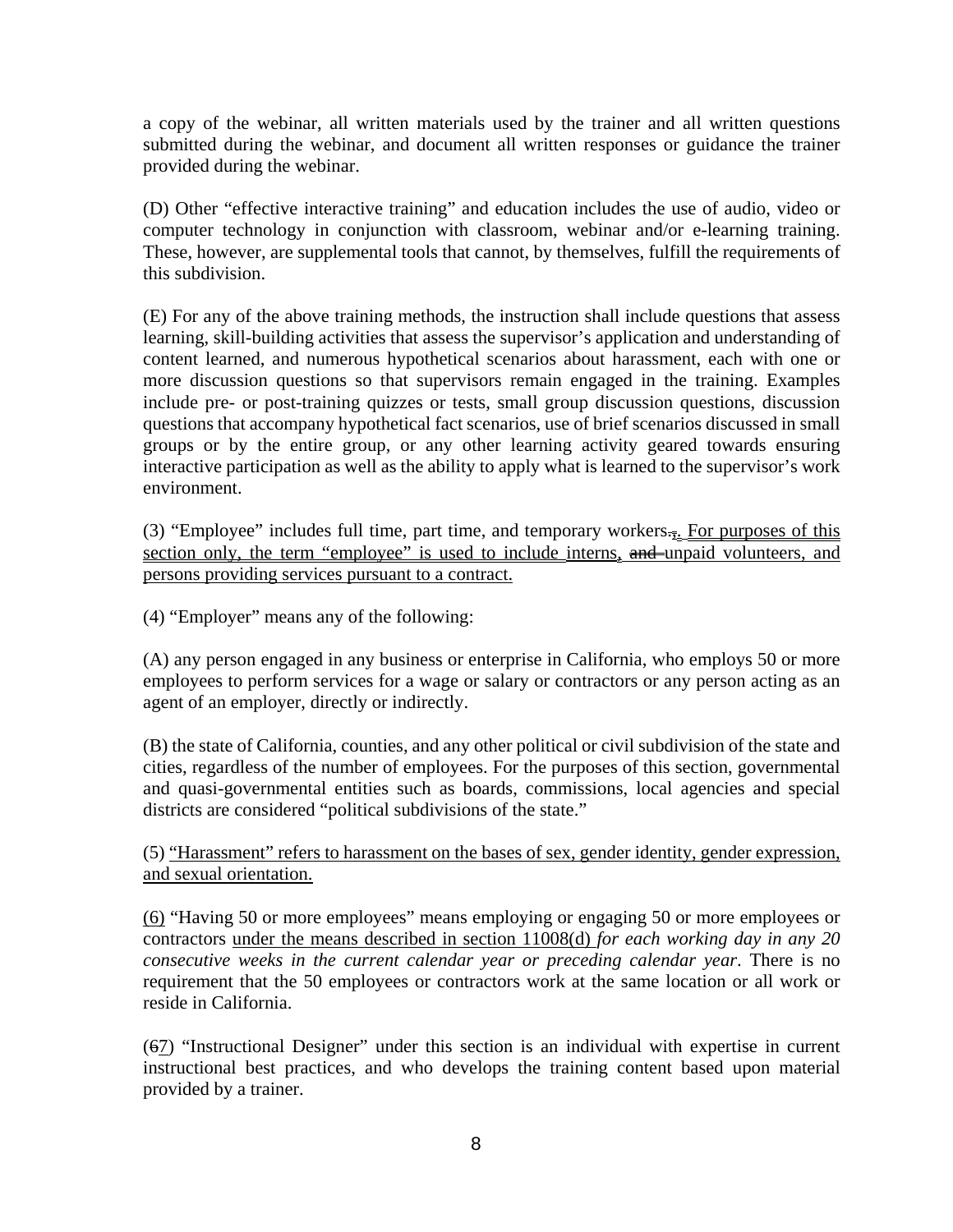a copy of the webinar, all written materials used by the trainer and all written questions submitted during the webinar, and document all written responses or guidance the trainer provided during the webinar.

(D) Other "effective interactive training" and education includes the use of audio, video or computer technology in conjunction with classroom, webinar and/or e-learning training. These, however, are supplemental tools that cannot, by themselves, fulfill the requirements of this subdivision.

(E) For any of the above training methods, the instruction shall include questions that assess learning, skill-building activities that assess the supervisor's application and understanding of content learned, and numerous hypothetical scenarios about harassment, each with one or more discussion questions so that supervisors remain engaged in the training. Examples include pre- or post-training quizzes or tests, small group discussion questions, discussion questions that accompany hypothetical fact scenarios, use of brief scenarios discussed in small groups or by the entire group, or any other learning activity geared towards ensuring interactive participation as well as the ability to apply what is learned to the supervisor's work environment.

(3) "Employee" includes full time, part time, and temporary workers~~.,~~. <u>For purposes of this section only, the term "employee" is used to include interns,</u> ~~and~~ unpaid volunteers<u>, and persons providing services pursuant to a contract.</u>

(4) "Employer" means any of the following:

(A) any person engaged in any business or enterprise in California, who employs 50 or more employees to perform services for a wage or salary or contractors or any person acting as an agent of an employer, directly or indirectly.

(B) the state of California, counties, and any other political or civil subdivision of the state and cities, regardless of the number of employees. For the purposes of this section, governmental and quasi-governmental entities such as boards, commissions, local agencies and special districts are considered "political subdivisions of the state."

(5) <u>"Harassment" refers to harassment on the bases of sex, gender identity, gender expression, and sexual orientation.</u>

<u>(6)</u> "Having 50 or more employees" means employing or engaging 50 or more employees or contractors <u>under the means described in section 11008(d)</u> *for each working day in any 20 consecutive weeks in the current calendar year or preceding calendar year*. There is no requirement that the 50 employees or contractors work at the same location or all work or reside in California.

(~~6~~<u>7</u>) "Instructional Designer" under this section is an individual with expertise in current instructional best practices, and who develops the training content based upon material provided by a trainer.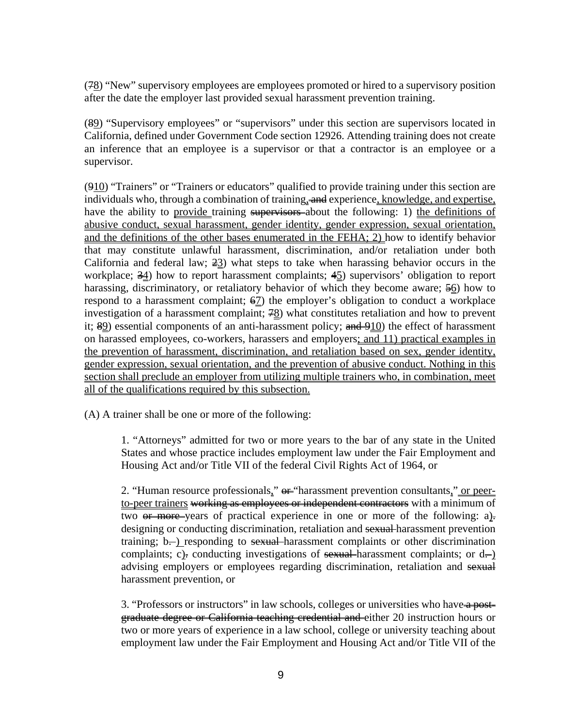(~~7~~<u>8</u>) “New” supervisory employees are employees promoted or hired to a supervisory position after the date the employer last provided sexual harassment prevention training.

(~~8~~<u>9</u>) “Supervisory employees” or “supervisors” under this section are supervisors located in California, defined under Government Code section 12926. Attending training does not create an inference that an employee is a supervisor or that a contractor is an employee or a supervisor.

(~~9~~<u>10</u>) “Trainers” or “Trainers or educators” qualified to provide training under this section are individuals who, through a combination of training<u>,</u>~~, and~~ experience<u>, knowledge, and expertise,</u> have the ability to <u>provide</u> training ~~supervisors~~ about the following: 1) <u>the definitions of abusive conduct, sexual harassment, gender identity, gender expression, sexual orientation, and the definitions of the other bases enumerated in the FEHA; 2)</u> how to identify behavior that may constitute unlawful harassment, discrimination, and/or retaliation under both California and federal law; ~~2~~<u>3</u>) what steps to take when harassing behavior occurs in the workplace; ~~3~~<u>4</u>) how to report harassment complaints; ~~4~~<u>5</u>) supervisors’ obligation to report harassing, discriminatory, or retaliatory behavior of which they become aware; ~~5~~<u>6</u>) how to respond to a harassment complaint; ~~6~~<u>7</u>) the employer’s obligation to conduct a workplace investigation of a harassment complaint; ~~7~~<u>8</u>) what constitutes retaliation and how to prevent it; ~~8~~<u>9</u>) essential components of an anti-harassment policy; ~~and 9~~<u>10</u>) the effect of harassment on harassed employees, co-workers, harassers and employers<u>; and 11) practical examples in the prevention of harassment, discrimination, and retaliation based on sex, gender identity, gender expression, sexual orientation, and the prevention of abusive conduct. Nothing in this section shall preclude an employer from utilizing multiple trainers who, in combination, meet all of the qualifications required by this subsection.</u>

(A) A trainer shall be one or more of the following:

> 1. “Attorneys” admitted for two or more years to the bar of any state in the United States and whose practice includes employment law under the Fair Employment and Housing Act and/or Title VII of the federal Civil Rights Act of 1964, or
>
> 2. “Human resource professionals<u>,</u>” ~~or~~ “harassment prevention consultants<u>,</u>”<u> or peer-to-peer trainers</u> ~~working as employees or independent contractors~~ with a minimum of two ~~or more~~ years of practical experience in one or more of the following: a<u>)</u>~~.~~ designing or conducting discrimination, retaliation and ~~sexual~~ harassment prevention training; b~~.~~<u>)</u> responding to ~~sexual~~ harassment complaints or other discrimination complaints; c<u>)</u>~~.~~ conducting investigations of ~~sexual~~ harassment complaints; or d~~.~~<u>)</u> advising employers or employees regarding discrimination, retaliation and ~~sexual~~ harassment prevention, or
>
> 3. “Professors or instructors” in law schools, colleges or universities who have ~~a post-graduate degree or California teaching credential and~~ either 20 instruction hours or two or more years of experience in a law school, college or university teaching about employment law under the Fair Employment and Housing Act and/or Title VII of the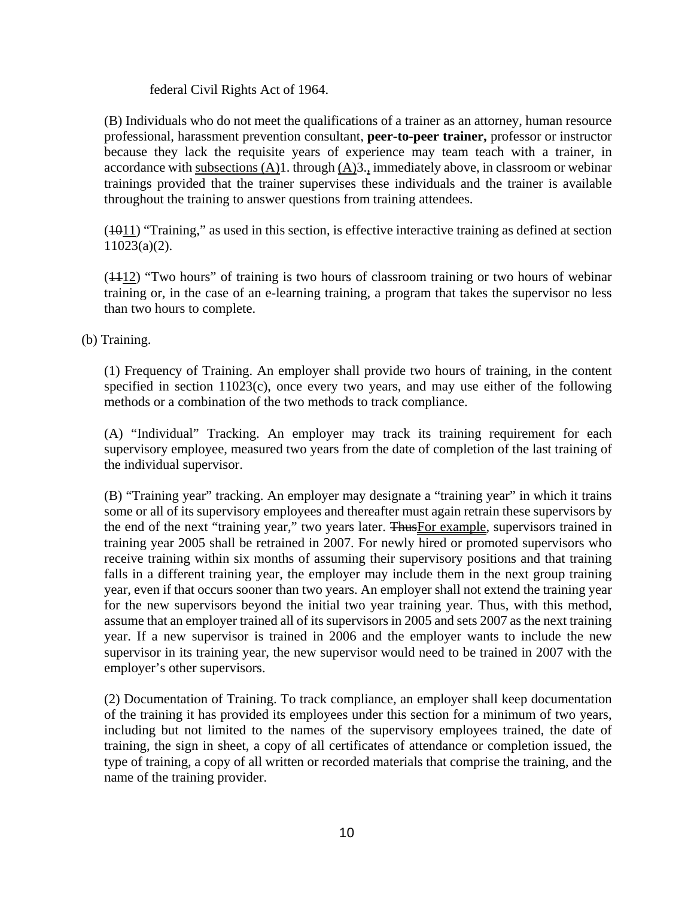federal Civil Rights Act of 1964.

(B) Individuals who do not meet the qualifications of a trainer as an attorney, human resource professional, harassment prevention consultant, **peer-to-peer trainer,** professor or instructor because they lack the requisite years of experience may team teach with a trainer, in accordance with <u>subsections (A)</u>1. through <u>(A)</u>3.<u>,</u> immediately above, in classroom or webinar trainings provided that the trainer supervises these individuals and the trainer is available throughout the training to answer questions from training attendees.

(~~10~~<u>11</u>) "Training," as used in this section, is effective interactive training as defined at section 11023(a)(2).

(~~11~~<u>12</u>) "Two hours" of training is two hours of classroom training or two hours of webinar training or, in the case of an e-learning training, a program that takes the supervisor no less than two hours to complete.

(b) Training.

(1) Frequency of Training. An employer shall provide two hours of training, in the content specified in section 11023(c), once every two years, and may use either of the following methods or a combination of the two methods to track compliance.

(A) "Individual" Tracking. An employer may track its training requirement for each supervisory employee, measured two years from the date of completion of the last training of the individual supervisor.

(B) "Training year" tracking. An employer may designate a "training year" in which it trains some or all of its supervisory employees and thereafter must again retrain these supervisors by the end of the next "training year," two years later. ~~Thus~~<u>For example</u>, supervisors trained in training year 2005 shall be retrained in 2007. For newly hired or promoted supervisors who receive training within six months of assuming their supervisory positions and that training falls in a different training year, the employer may include them in the next group training year, even if that occurs sooner than two years. An employer shall not extend the training year for the new supervisors beyond the initial two year training year. Thus, with this method, assume that an employer trained all of its supervisors in 2005 and sets 2007 as the next training year. If a new supervisor is trained in 2006 and the employer wants to include the new supervisor in its training year, the new supervisor would need to be trained in 2007 with the employer's other supervisors.

(2) Documentation of Training. To track compliance, an employer shall keep documentation of the training it has provided its employees under this section for a minimum of two years, including but not limited to the names of the supervisory employees trained, the date of training, the sign in sheet, a copy of all certificates of attendance or completion issued, the type of training, a copy of all written or recorded materials that comprise the training, and the name of the training provider.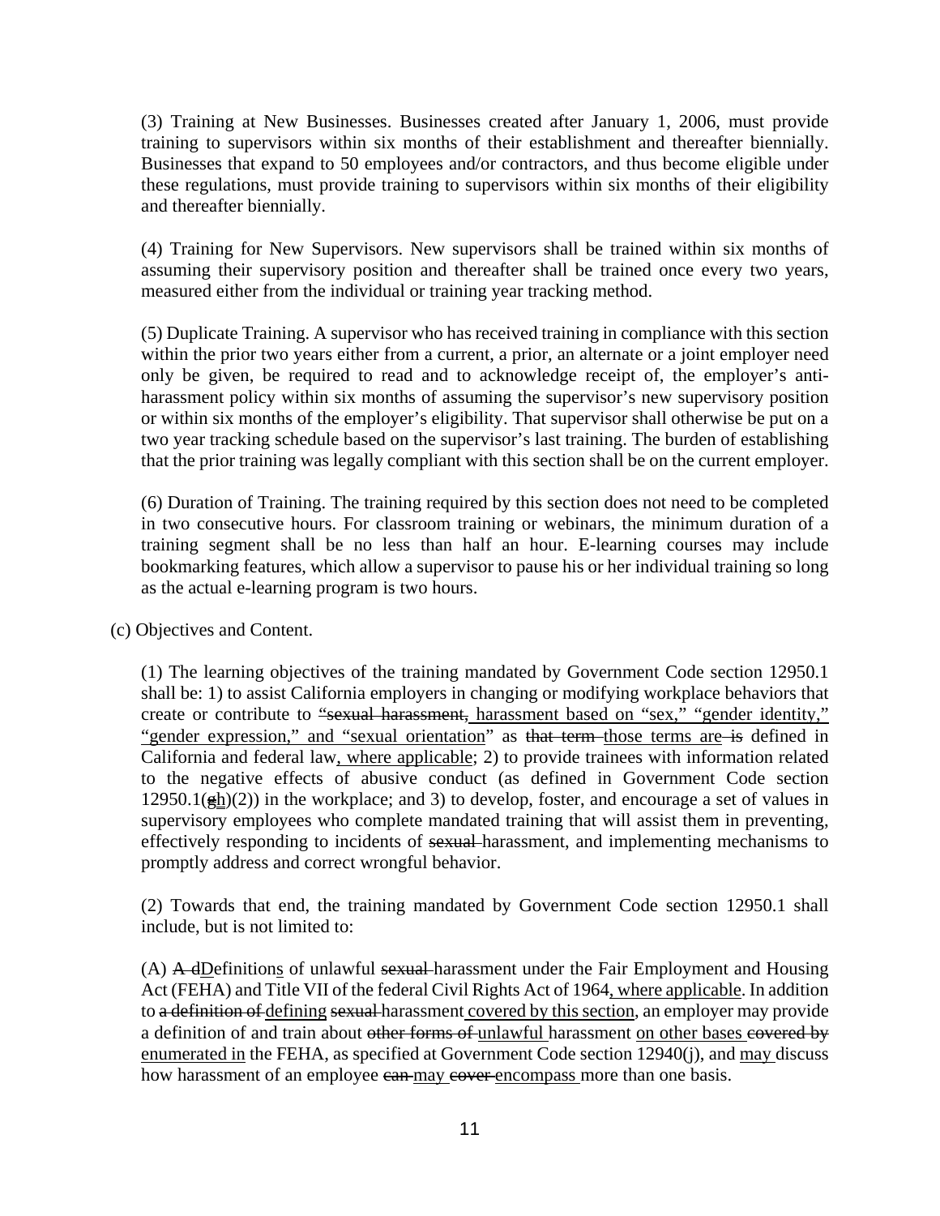(3) Training at New Businesses. Businesses created after January 1, 2006, must provide training to supervisors within six months of their establishment and thereafter biennially. Businesses that expand to 50 employees and/or contractors, and thus become eligible under these regulations, must provide training to supervisors within six months of their eligibility and thereafter biennially.

(4) Training for New Supervisors. New supervisors shall be trained within six months of assuming their supervisory position and thereafter shall be trained once every two years, measured either from the individual or training year tracking method.

(5) Duplicate Training. A supervisor who has received training in compliance with this section within the prior two years either from a current, a prior, an alternate or a joint employer need only be given, be required to read and to acknowledge receipt of, the employer's anti-harassment policy within six months of assuming the supervisor's new supervisory position or within six months of the employer's eligibility. That supervisor shall otherwise be put on a two year tracking schedule based on the supervisor's last training. The burden of establishing that the prior training was legally compliant with this section shall be on the current employer.

(6) Duration of Training. The training required by this section does not need to be completed in two consecutive hours. For classroom training or webinars, the minimum duration of a training segment shall be no less than half an hour. E-learning courses may include bookmarking features, which allow a supervisor to pause his or her individual training so long as the actual e-learning program is two hours.

(c) Objectives and Content.

(1) The learning objectives of the training mandated by Government Code section 12950.1 shall be: 1) to assist California employers in changing or modifying workplace behaviors that create or contribute to ~~"sexual harassment,~~ <u>harassment based on "sex," "gender identity," "gender expression," and "sexual orientation</u>" as ~~that term~~ <u>those terms are</u> ~~is~~ defined in California and federal law<u>, where applicable</u>; 2) to provide trainees with information related to the negative effects of abusive conduct (as defined in Government Code section 12950.1(~~g~~<u>h</u>)(2)) in the workplace; and 3) to develop, foster, and encourage a set of values in supervisory employees who complete mandated training that will assist them in preventing, effectively responding to incidents of ~~sexual~~ harassment, and implementing mechanisms to promptly address and correct wrongful behavior.

(2) Towards that end, the training mandated by Government Code section 12950.1 shall include, but is not limited to:

(A) ~~A d~~<u>D</u>efinition<u>s</u> of unlawful ~~sexual~~ harassment under the Fair Employment and Housing Act (FEHA) and Title VII of the federal Civil Rights Act of 1964<u>, where applicable</u>. In addition to ~~a definition of~~ <u>defining</u> ~~sexual~~ harassment <u>covered by this section</u>, an employer may provide a definition of and train about ~~other forms of~~ <u>unlawful</u> harassment <u>on other bases</u> ~~covered by~~ <u>enumerated in</u> the FEHA, as specified at Government Code section 12940(j), and <u>may</u> discuss how harassment of an employee ~~can~~ <u>may</u> ~~cover~~ <u>encompass</u> more than one basis.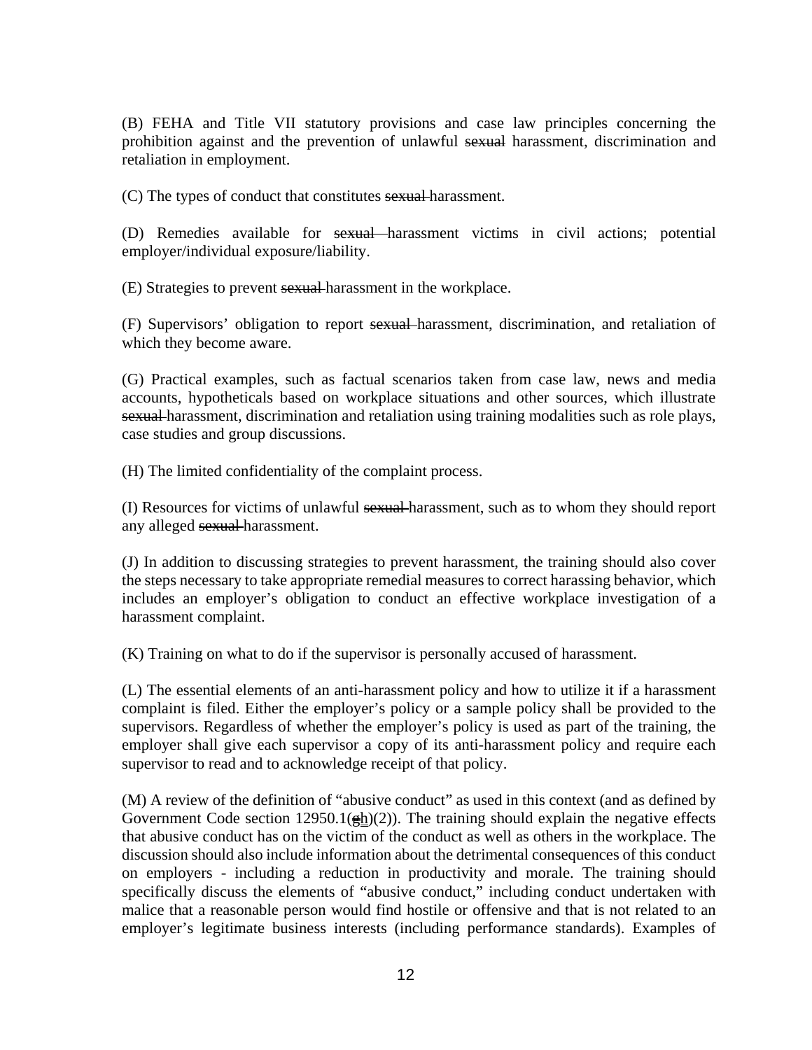(B) FEHA and Title VII statutory provisions and case law principles concerning the prohibition against and the prevention of unlawful ~~sexual~~ harassment, discrimination and retaliation in employment.

(C) The types of conduct that constitutes ~~sexual~~ harassment.

(D) Remedies available for ~~sexual~~ harassment victims in civil actions; potential employer/individual exposure/liability.

(E) Strategies to prevent ~~sexual~~ harassment in the workplace.

(F) Supervisors' obligation to report ~~sexual~~ harassment, discrimination, and retaliation of which they become aware.

(G) Practical examples, such as factual scenarios taken from case law, news and media accounts, hypotheticals based on workplace situations and other sources, which illustrate ~~sexual~~ harassment, discrimination and retaliation using training modalities such as role plays, case studies and group discussions.

(H) The limited confidentiality of the complaint process.

(I) Resources for victims of unlawful ~~sexual~~ harassment, such as to whom they should report any alleged ~~sexual~~ harassment.

(J) In addition to discussing strategies to prevent harassment, the training should also cover the steps necessary to take appropriate remedial measures to correct harassing behavior, which includes an employer's obligation to conduct an effective workplace investigation of a harassment complaint.

(K) Training on what to do if the supervisor is personally accused of harassment.

(L) The essential elements of an anti-harassment policy and how to utilize it if a harassment complaint is filed. Either the employer's policy or a sample policy shall be provided to the supervisors. Regardless of whether the employer's policy is used as part of the training, the employer shall give each supervisor a copy of its anti-harassment policy and require each supervisor to read and to acknowledge receipt of that policy.

(M) A review of the definition of "abusive conduct" as used in this context (and as defined by Government Code section 12950.1(~~g~~h)(2)). The training should explain the negative effects that abusive conduct has on the victim of the conduct as well as others in the workplace. The discussion should also include information about the detrimental consequences of this conduct on employers - including a reduction in productivity and morale. The training should specifically discuss the elements of "abusive conduct," including conduct undertaken with malice that a reasonable person would find hostile or offensive and that is not related to an employer's legitimate business interests (including performance standards). Examples of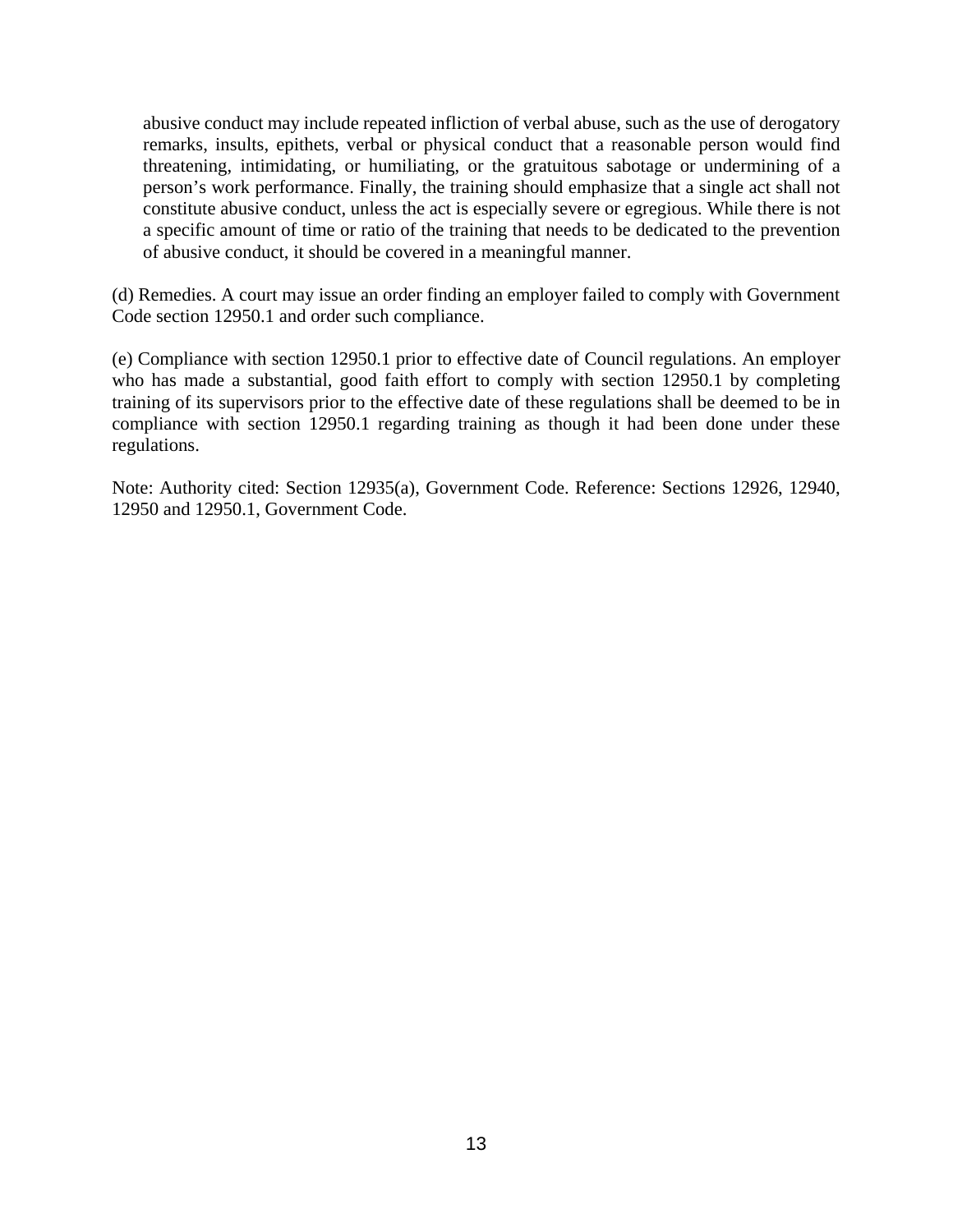abusive conduct may include repeated infliction of verbal abuse, such as the use of derogatory remarks, insults, epithets, verbal or physical conduct that a reasonable person would find threatening, intimidating, or humiliating, or the gratuitous sabotage or undermining of a person's work performance. Finally, the training should emphasize that a single act shall not constitute abusive conduct, unless the act is especially severe or egregious. While there is not a specific amount of time or ratio of the training that needs to be dedicated to the prevention of abusive conduct, it should be covered in a meaningful manner.

(d) Remedies. A court may issue an order finding an employer failed to comply with Government Code section 12950.1 and order such compliance.

(e) Compliance with section 12950.1 prior to effective date of Council regulations. An employer who has made a substantial, good faith effort to comply with section 12950.1 by completing training of its supervisors prior to the effective date of these regulations shall be deemed to be in compliance with section 12950.1 regarding training as though it had been done under these regulations.

Note: Authority cited: Section 12935(a), Government Code. Reference: Sections 12926, 12940, 12950 and 12950.1, Government Code.